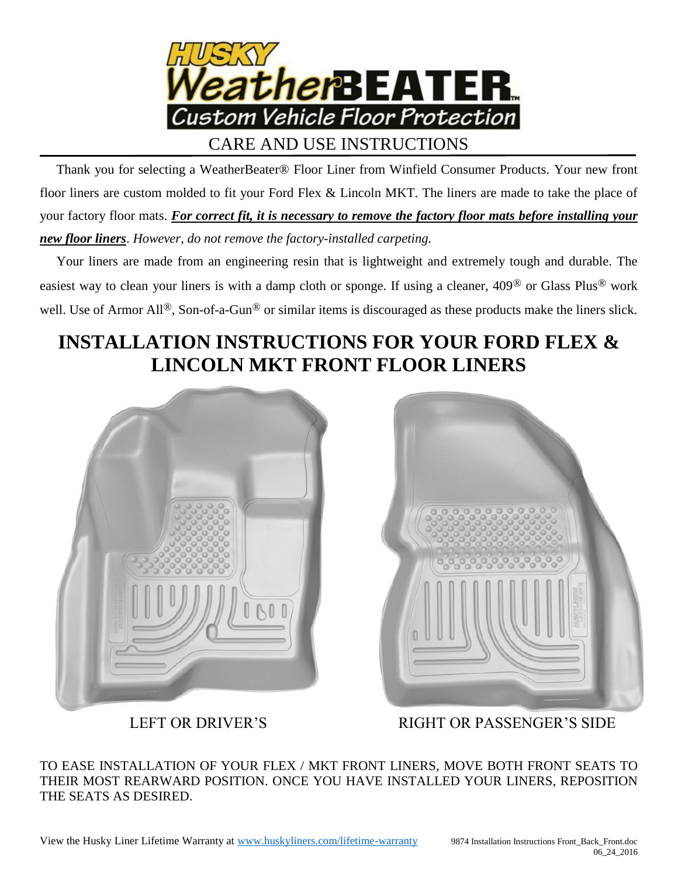# HUSKY WeatherBEATER™ Custom Vehicle Floor Protection

## CARE AND USE INSTRUCTIONS

Thank you for selecting a WeatherBeater® Floor Liner from Winfield Consumer Products. Your new front floor liners are custom molded to fit your Ford Flex & Lincoln MKT. The liners are made to take the place of your factory floor mats. ***For correct fit, it is necessary to remove the factory floor mats before installing your new floor liners***. *However, do not remove the factory-installed carpeting.*

Your liners are made from an engineering resin that is lightweight and extremely tough and durable. The easiest way to clean your liners is with a damp cloth or sponge. If using a cleaner, 409® or Glass Plus® work well. Use of Armor All®, Son-of-a-Gun® or similar items is discouraged as these products make the liners slick.

# INSTALLATION INSTRUCTIONS FOR YOUR FORD FLEX & LINCOLN MKT FRONT FLOOR LINERS

LEFT OR DRIVER'S

RIGHT OR PASSENGER'S SIDE

TO EASE INSTALLATION OF YOUR FLEX / MKT FRONT LINERS, MOVE BOTH FRONT SEATS TO THEIR MOST REARWARD POSITION. ONCE YOU HAVE INSTALLED YOUR LINERS, REPOSITION THE SEATS AS DESIRED.

View the Husky Liner Lifetime Warranty at www.huskyliners.com/lifetime-warranty

9874 Installation Instructions Front_Back_Front.doc 06_24_2016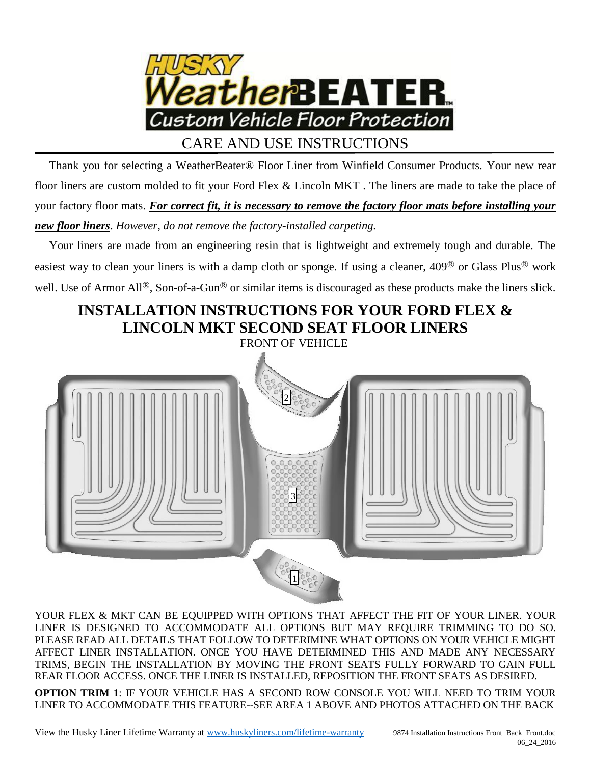# CARE AND USE INSTRUCTIONS

Thank you for selecting a WeatherBeater® Floor Liner from Winfield Consumer Products. Your new rear floor liners are custom molded to fit your Ford Flex & Lincoln MKT . The liners are made to take the place of your factory floor mats. ***For correct fit, it is necessary to remove the factory floor mats before installing your new floor liners***. *However, do not remove the factory-installed carpeting.*

Your liners are made from an engineering resin that is lightweight and extremely tough and durable. The easiest way to clean your liners is with a damp cloth or sponge. If using a cleaner, 409® or Glass Plus® work well. Use of Armor All®, Son-of-a-Gun® or similar items is discouraged as these products make the liners slick.

## INSTALLATION INSTRUCTIONS FOR YOUR FORD FLEX & LINCOLN MKT SECOND SEAT FLOOR LINERS

FRONT OF VEHICLE

2

3

1

YOUR FLEX & MKT CAN BE EQUIPPED WITH OPTIONS THAT AFFECT THE FIT OF YOUR LINER. YOUR LINER IS DESIGNED TO ACCOMMODATE ALL OPTIONS BUT MAY REQUIRE TRIMMING TO DO SO. PLEASE READ ALL DETAILS THAT FOLLOW TO DETERIMINE WHAT OPTIONS ON YOUR VEHICLE MIGHT AFFECT LINER INSTALLATION. ONCE YOU HAVE DETERMINED THIS AND MADE ANY NECESSARY TRIMS, BEGIN THE INSTALLATION BY MOVING THE FRONT SEATS FULLY FORWARD TO GAIN FULL REAR FLOOR ACCESS. ONCE THE LINER IS INSTALLED, REPOSITION THE FRONT SEATS AS DESIRED.

**OPTION TRIM 1**: IF YOUR VEHICLE HAS A SECOND ROW CONSOLE YOU WILL NEED TO TRIM YOUR LINER TO ACCOMMODATE THIS FEATURE--SEE AREA 1 ABOVE AND PHOTOS ATTACHED ON THE BACK

View the Husky Liner Lifetime Warranty at www.huskyliners.com/lifetime-warranty

9874 Installation Instructions Front_Back_Front.doc 06_24_2016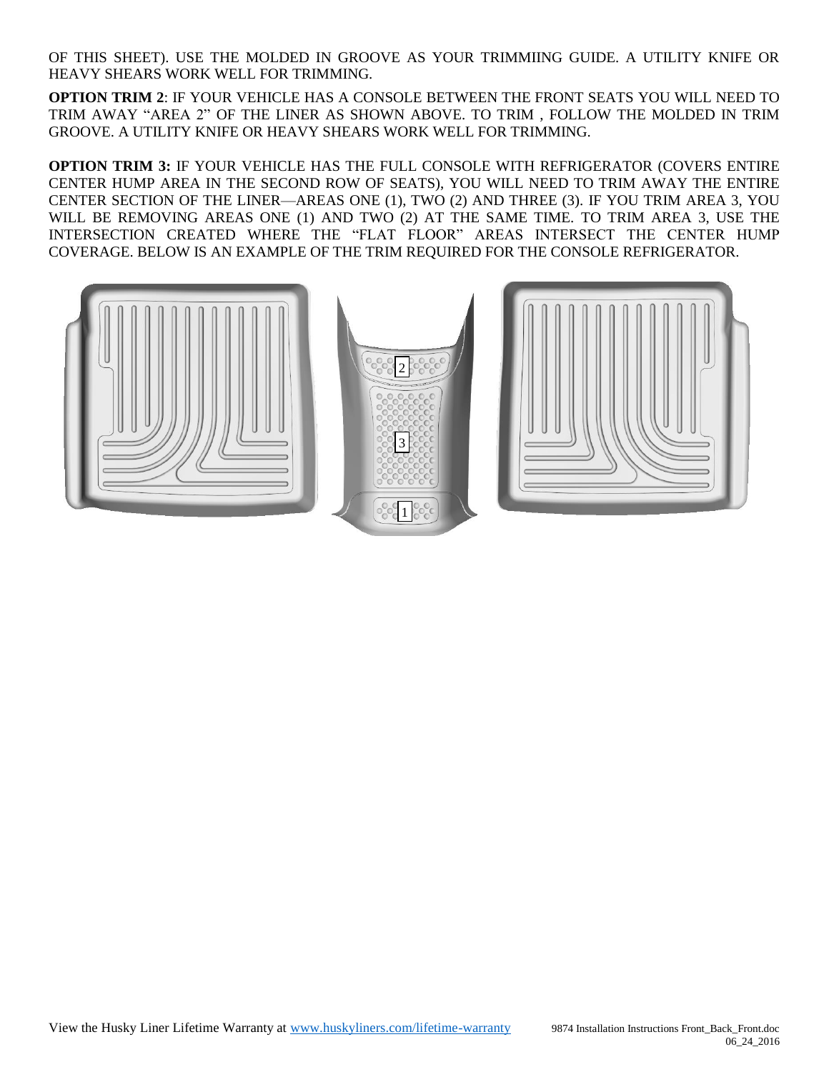OF THIS SHEET). USE THE MOLDED IN GROOVE AS YOUR TRIMMIING GUIDE. A UTILITY KNIFE OR HEAVY SHEARS WORK WELL FOR TRIMMING.

**OPTION TRIM 2**: IF YOUR VEHICLE HAS A CONSOLE BETWEEN THE FRONT SEATS YOU WILL NEED TO TRIM AWAY “AREA 2” OF THE LINER AS SHOWN ABOVE. TO TRIM , FOLLOW THE MOLDED IN TRIM GROOVE. A UTILITY KNIFE OR HEAVY SHEARS WORK WELL FOR TRIMMING.

**OPTION TRIM 3:** IF YOUR VEHICLE HAS THE FULL CONSOLE WITH REFRIGERATOR (COVERS ENTIRE CENTER HUMP AREA IN THE SECOND ROW OF SEATS), YOU WILL NEED TO TRIM AWAY THE ENTIRE CENTER SECTION OF THE LINER—AREAS ONE (1), TWO (2) AND THREE (3). IF YOU TRIM AREA 3, YOU WILL BE REMOVING AREAS ONE (1) AND TWO (2) AT THE SAME TIME. TO TRIM AREA 3, USE THE INTERSECTION CREATED WHERE THE “FLAT FLOOR” AREAS INTERSECT THE CENTER HUMP COVERAGE. BELOW IS AN EXAMPLE OF THE TRIM REQUIRED FOR THE CONSOLE REFRIGERATOR.

2

3

1

View the Husky Liner Lifetime Warranty at [www.huskyliners.com/lifetime-warranty](http://www.huskyliners.com/lifetime-warranty)

9874 Installation Instructions Front_Back_Front.doc
06_24_2016